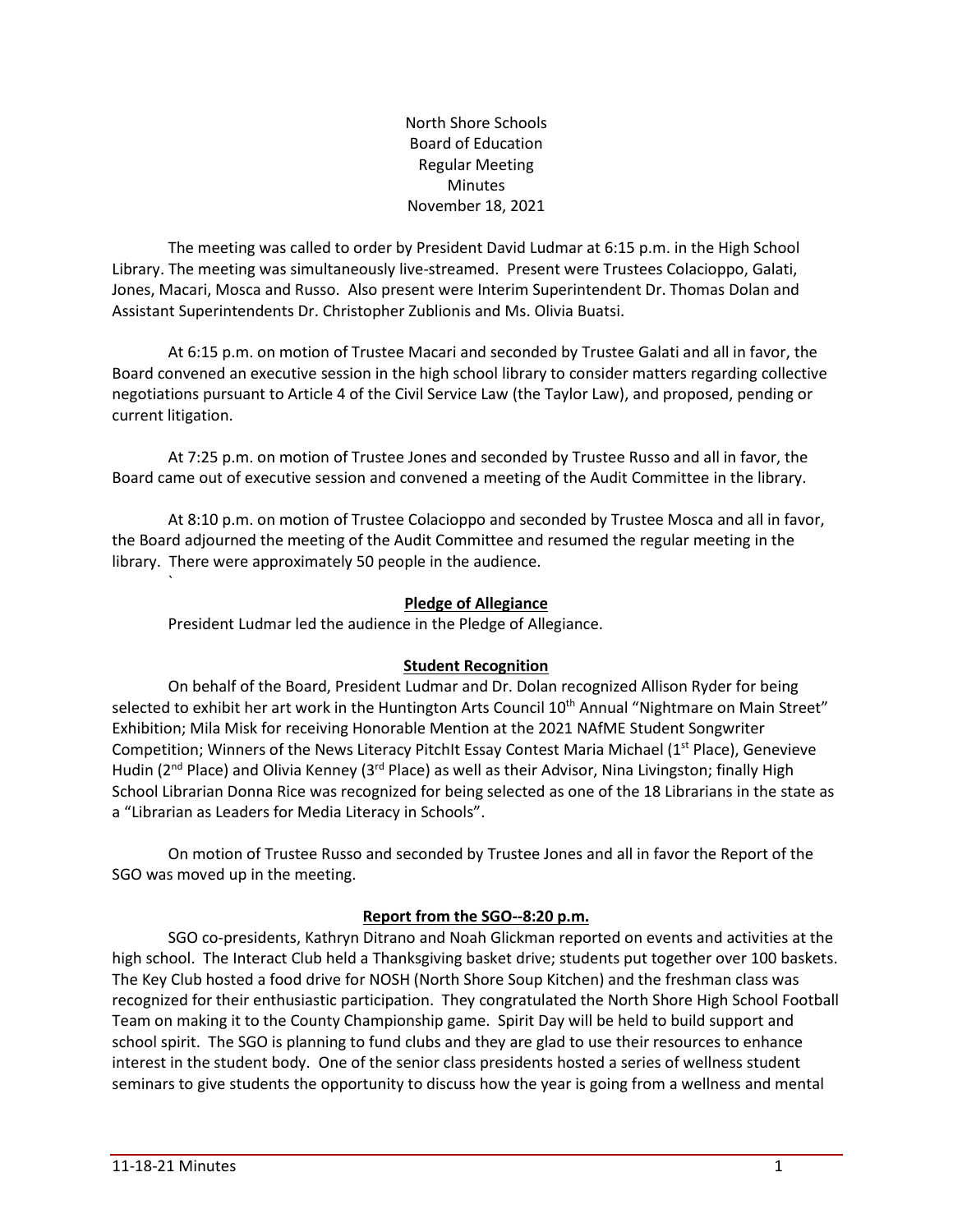North Shore Schools
Board of Education
Regular Meeting
Minutes
November 18, 2021

The meeting was called to order by President David Ludmar at 6:15 p.m. in the High School Library. The meeting was simultaneously live-streamed. Present were Trustees Colacioppo, Galati, Jones, Macari, Mosca and Russo. Also present were Interim Superintendent Dr. Thomas Dolan and Assistant Superintendents Dr. Christopher Zublionis and Ms. Olivia Buatsi.

At 6:15 p.m. on motion of Trustee Macari and seconded by Trustee Galati and all in favor, the Board convened an executive session in the high school library to consider matters regarding collective negotiations pursuant to Article 4 of the Civil Service Law (the Taylor Law), and proposed, pending or current litigation.

At 7:25 p.m. on motion of Trustee Jones and seconded by Trustee Russo and all in favor, the Board came out of executive session and convened a meeting of the Audit Committee in the library.

At 8:10 p.m. on motion of Trustee Colacioppo and seconded by Trustee Mosca and all in favor, the Board adjourned the meeting of the Audit Committee and resumed the regular meeting in the library. There were approximately 50 people in the audience.

**Pledge of Allegiance**

President Ludmar led the audience in the Pledge of Allegiance.

**Student Recognition**

On behalf of the Board, President Ludmar and Dr. Dolan recognized Allison Ryder for being selected to exhibit her art work in the Huntington Arts Council 10th Annual "Nightmare on Main Street" Exhibition; Mila Misk for receiving Honorable Mention at the 2021 NAfME Student Songwriter Competition; Winners of the News Literacy PitchIt Essay Contest Maria Michael (1st Place), Genevieve Hudin (2nd Place) and Olivia Kenney (3rd Place) as well as their Advisor, Nina Livingston; finally High School Librarian Donna Rice was recognized for being selected as one of the 18 Librarians in the state as a "Librarian as Leaders for Media Literacy in Schools".

On motion of Trustee Russo and seconded by Trustee Jones and all in favor the Report of the SGO was moved up in the meeting.

**Report from the SGO--8:20 p.m.**

SGO co-presidents, Kathryn Ditrano and Noah Glickman reported on events and activities at the high school. The Interact Club held a Thanksgiving basket drive; students put together over 100 baskets. The Key Club hosted a food drive for NOSH (North Shore Soup Kitchen) and the freshman class was recognized for their enthusiastic participation. They congratulated the North Shore High School Football Team on making it to the County Championship game. Spirit Day will be held to build support and school spirit. The SGO is planning to fund clubs and they are glad to use their resources to enhance interest in the student body. One of the senior class presidents hosted a series of wellness student seminars to give students the opportunity to discuss how the year is going from a wellness and mental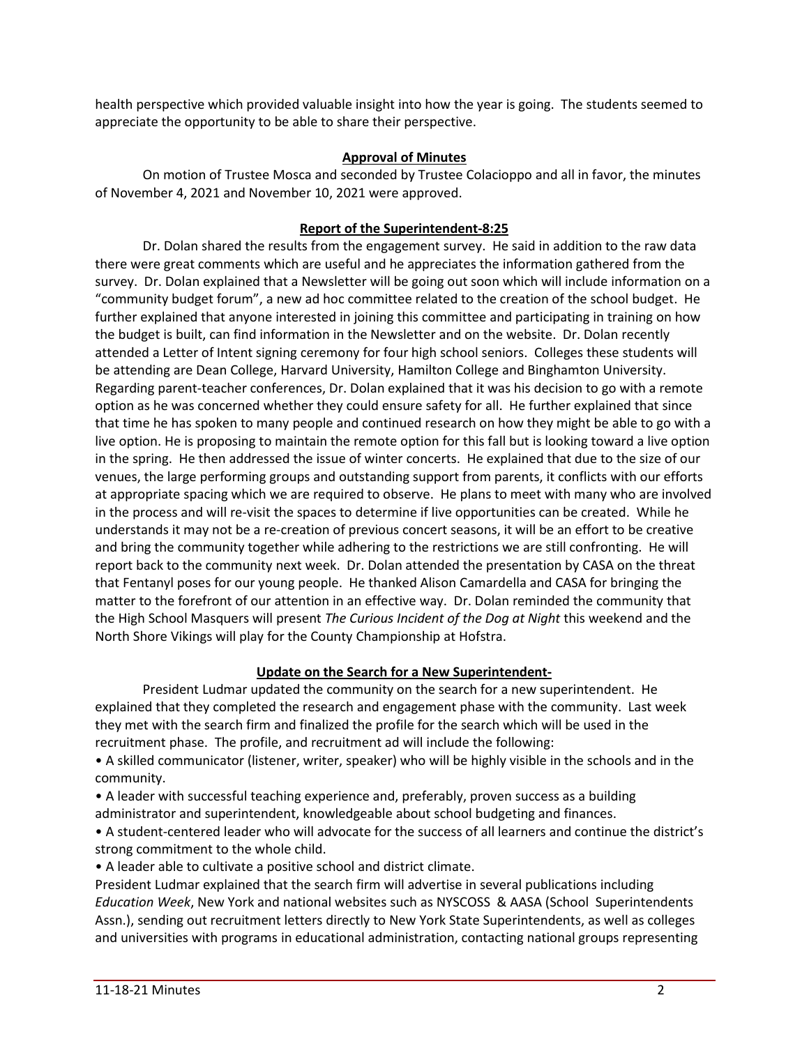health perspective which provided valuable insight into how the year is going. The students seemed to appreciate the opportunity to be able to share their perspective.

## Approval of Minutes

On motion of Trustee Mosca and seconded by Trustee Colacioppo and all in favor, the minutes of November 4, 2021 and November 10, 2021 were approved.

## Report of the Superintendent-8:25

Dr. Dolan shared the results from the engagement survey. He said in addition to the raw data there were great comments which are useful and he appreciates the information gathered from the survey. Dr. Dolan explained that a Newsletter will be going out soon which will include information on a "community budget forum", a new ad hoc committee related to the creation of the school budget. He further explained that anyone interested in joining this committee and participating in training on how the budget is built, can find information in the Newsletter and on the website. Dr. Dolan recently attended a Letter of Intent signing ceremony for four high school seniors. Colleges these students will be attending are Dean College, Harvard University, Hamilton College and Binghamton University. Regarding parent-teacher conferences, Dr. Dolan explained that it was his decision to go with a remote option as he was concerned whether they could ensure safety for all. He further explained that since that time he has spoken to many people and continued research on how they might be able to go with a live option. He is proposing to maintain the remote option for this fall but is looking toward a live option in the spring. He then addressed the issue of winter concerts. He explained that due to the size of our venues, the large performing groups and outstanding support from parents, it conflicts with our efforts at appropriate spacing which we are required to observe. He plans to meet with many who are involved in the process and will re-visit the spaces to determine if live opportunities can be created. While he understands it may not be a re-creation of previous concert seasons, it will be an effort to be creative and bring the community together while adhering to the restrictions we are still confronting. He will report back to the community next week. Dr. Dolan attended the presentation by CASA on the threat that Fentanyl poses for our young people. He thanked Alison Camardella and CASA for bringing the matter to the forefront of our attention in an effective way. Dr. Dolan reminded the community that the High School Masquers will present *The Curious Incident of the Dog at Night* this weekend and the North Shore Vikings will play for the County Championship at Hofstra.

## Update on the Search for a New Superintendent-

President Ludmar updated the community on the search for a new superintendent. He explained that they completed the research and engagement phase with the community. Last week they met with the search firm and finalized the profile for the search which will be used in the recruitment phase. The profile, and recruitment ad will include the following:

- A skilled communicator (listener, writer, speaker) who will be highly visible in the schools and in the community.
- A leader with successful teaching experience and, preferably, proven success as a building administrator and superintendent, knowledgeable about school budgeting and finances.
- A student-centered leader who will advocate for the success of all learners and continue the district's strong commitment to the whole child.
- A leader able to cultivate a positive school and district climate.

President Ludmar explained that the search firm will advertise in several publications including *Education Week*, New York and national websites such as NYSCOSS & AASA (School Superintendents Assn.), sending out recruitment letters directly to New York State Superintendents, as well as colleges and universities with programs in educational administration, contacting national groups representing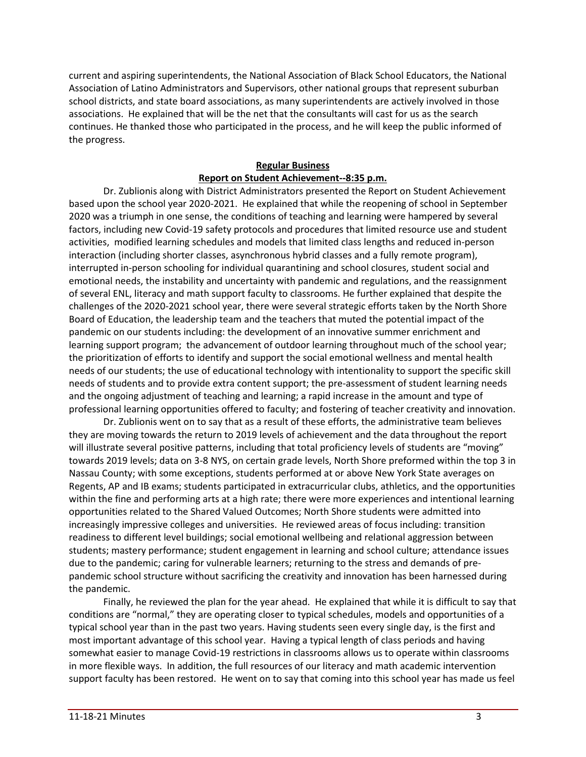current and aspiring superintendents, the National Association of Black School Educators, the National Association of Latino Administrators and Supervisors, other national groups that represent suburban school districts, and state board associations, as many superintendents are actively involved in those associations. He explained that will be the net that the consultants will cast for us as the search continues. He thanked those who participated in the process, and he will keep the public informed of the progress.

**Regular Business**

**Report on Student Achievement--8:35 p.m.**

Dr. Zublionis along with District Administrators presented the Report on Student Achievement based upon the school year 2020-2021. He explained that while the reopening of school in September 2020 was a triumph in one sense, the conditions of teaching and learning were hampered by several factors, including new Covid-19 safety protocols and procedures that limited resource use and student activities, modified learning schedules and models that limited class lengths and reduced in-person interaction (including shorter classes, asynchronous hybrid classes and a fully remote program), interrupted in-person schooling for individual quarantining and school closures, student social and emotional needs, the instability and uncertainty with pandemic and regulations, and the reassignment of several ENL, literacy and math support faculty to classrooms. He further explained that despite the challenges of the 2020-2021 school year, there were several strategic efforts taken by the North Shore Board of Education, the leadership team and the teachers that muted the potential impact of the pandemic on our students including: the development of an innovative summer enrichment and learning support program; the advancement of outdoor learning throughout much of the school year; the prioritization of efforts to identify and support the social emotional wellness and mental health needs of our students; the use of educational technology with intentionality to support the specific skill needs of students and to provide extra content support; the pre-assessment of student learning needs and the ongoing adjustment of teaching and learning; a rapid increase in the amount and type of professional learning opportunities offered to faculty; and fostering of teacher creativity and innovation.

Dr. Zublionis went on to say that as a result of these efforts, the administrative team believes they are moving towards the return to 2019 levels of achievement and the data throughout the report will illustrate several positive patterns, including that total proficiency levels of students are "moving" towards 2019 levels; data on 3-8 NYS, on certain grade levels, North Shore preformed within the top 3 in Nassau County; with some exceptions, students performed at or above New York State averages on Regents, AP and IB exams; students participated in extracurricular clubs, athletics, and the opportunities within the fine and performing arts at a high rate; there were more experiences and intentional learning opportunities related to the Shared Valued Outcomes; North Shore students were admitted into increasingly impressive colleges and universities. He reviewed areas of focus including: transition readiness to different level buildings; social emotional wellbeing and relational aggression between students; mastery performance; student engagement in learning and school culture; attendance issues due to the pandemic; caring for vulnerable learners; returning to the stress and demands of pre-pandemic school structure without sacrificing the creativity and innovation has been harnessed during the pandemic.

Finally, he reviewed the plan for the year ahead. He explained that while it is difficult to say that conditions are "normal," they are operating closer to typical schedules, models and opportunities of a typical school year than in the past two years. Having students seen every single day, is the first and most important advantage of this school year. Having a typical length of class periods and having somewhat easier to manage Covid-19 restrictions in classrooms allows us to operate within classrooms in more flexible ways. In addition, the full resources of our literacy and math academic intervention support faculty has been restored. He went on to say that coming into this school year has made us feel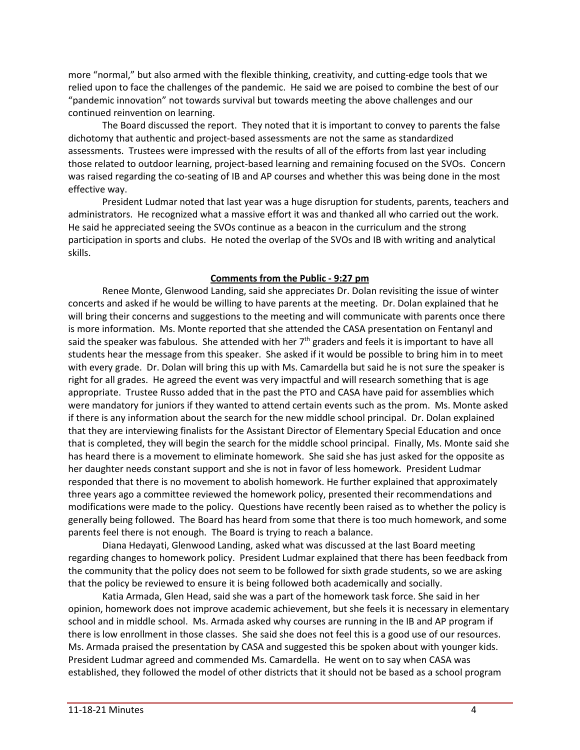more "normal," but also armed with the flexible thinking, creativity, and cutting-edge tools that we relied upon to face the challenges of the pandemic. He said we are poised to combine the best of our "pandemic innovation" not towards survival but towards meeting the above challenges and our continued reinvention on learning.

The Board discussed the report. They noted that it is important to convey to parents the false dichotomy that authentic and project-based assessments are not the same as standardized assessments. Trustees were impressed with the results of all of the efforts from last year including those related to outdoor learning, project-based learning and remaining focused on the SVOs. Concern was raised regarding the co-seating of IB and AP courses and whether this was being done in the most effective way.

President Ludmar noted that last year was a huge disruption for students, parents, teachers and administrators. He recognized what a massive effort it was and thanked all who carried out the work. He said he appreciated seeing the SVOs continue as a beacon in the curriculum and the strong participation in sports and clubs. He noted the overlap of the SVOs and IB with writing and analytical skills.

**Comments from the Public - 9:27 pm**

Renee Monte, Glenwood Landing, said she appreciates Dr. Dolan revisiting the issue of winter concerts and asked if he would be willing to have parents at the meeting. Dr. Dolan explained that he will bring their concerns and suggestions to the meeting and will communicate with parents once there is more information. Ms. Monte reported that she attended the CASA presentation on Fentanyl and said the speaker was fabulous. She attended with her 7th graders and feels it is important to have all students hear the message from this speaker. She asked if it would be possible to bring him in to meet with every grade. Dr. Dolan will bring this up with Ms. Camardella but said he is not sure the speaker is right for all grades. He agreed the event was very impactful and will research something that is age appropriate. Trustee Russo added that in the past the PTO and CASA have paid for assemblies which were mandatory for juniors if they wanted to attend certain events such as the prom. Ms. Monte asked if there is any information about the search for the new middle school principal. Dr. Dolan explained that they are interviewing finalists for the Assistant Director of Elementary Special Education and once that is completed, they will begin the search for the middle school principal. Finally, Ms. Monte said she has heard there is a movement to eliminate homework. She said she has just asked for the opposite as her daughter needs constant support and she is not in favor of less homework. President Ludmar responded that there is no movement to abolish homework. He further explained that approximately three years ago a committee reviewed the homework policy, presented their recommendations and modifications were made to the policy. Questions have recently been raised as to whether the policy is generally being followed. The Board has heard from some that there is too much homework, and some parents feel there is not enough. The Board is trying to reach a balance.

Diana Hedayati, Glenwood Landing, asked what was discussed at the last Board meeting regarding changes to homework policy. President Ludmar explained that there has been feedback from the community that the policy does not seem to be followed for sixth grade students, so we are asking that the policy be reviewed to ensure it is being followed both academically and socially.

Katia Armada, Glen Head, said she was a part of the homework task force. She said in her opinion, homework does not improve academic achievement, but she feels it is necessary in elementary school and in middle school. Ms. Armada asked why courses are running in the IB and AP program if there is low enrollment in those classes. She said she does not feel this is a good use of our resources. Ms. Armada praised the presentation by CASA and suggested this be spoken about with younger kids. President Ludmar agreed and commended Ms. Camardella. He went on to say when CASA was established, they followed the model of other districts that it should not be based as a school program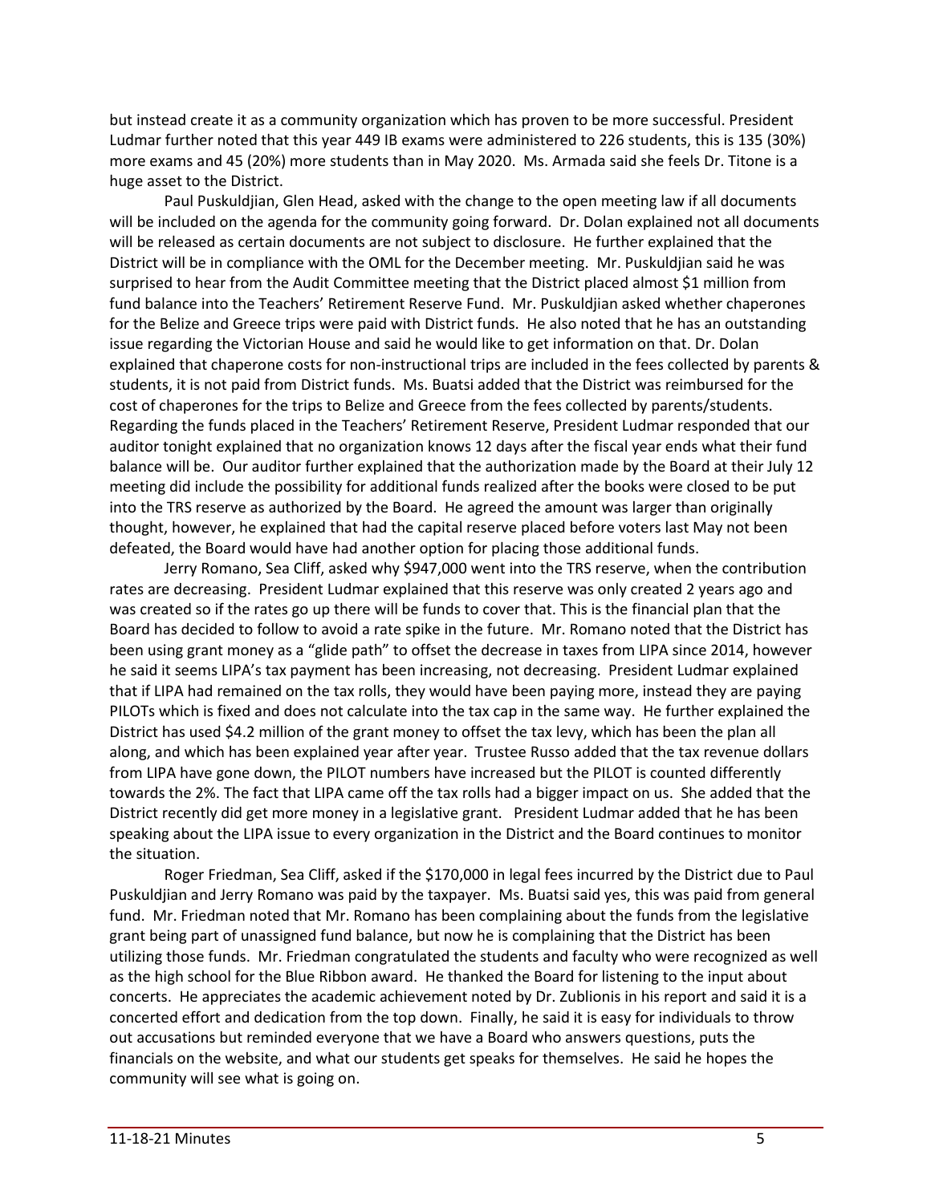but instead create it as a community organization which has proven to be more successful. President Ludmar further noted that this year 449 IB exams were administered to 226 students, this is 135 (30%) more exams and 45 (20%) more students than in May 2020. Ms. Armada said she feels Dr. Titone is a huge asset to the District.

Paul Puskuldjian, Glen Head, asked with the change to the open meeting law if all documents will be included on the agenda for the community going forward. Dr. Dolan explained not all documents will be released as certain documents are not subject to disclosure. He further explained that the District will be in compliance with the OML for the December meeting. Mr. Puskuldjian said he was surprised to hear from the Audit Committee meeting that the District placed almost $1 million from fund balance into the Teachers' Retirement Reserve Fund. Mr. Puskuldjian asked whether chaperones for the Belize and Greece trips were paid with District funds. He also noted that he has an outstanding issue regarding the Victorian House and said he would like to get information on that. Dr. Dolan explained that chaperone costs for non-instructional trips are included in the fees collected by parents & students, it is not paid from District funds. Ms. Buatsi added that the District was reimbursed for the cost of chaperones for the trips to Belize and Greece from the fees collected by parents/students. Regarding the funds placed in the Teachers' Retirement Reserve, President Ludmar responded that our auditor tonight explained that no organization knows 12 days after the fiscal year ends what their fund balance will be. Our auditor further explained that the authorization made by the Board at their July 12 meeting did include the possibility for additional funds realized after the books were closed to be put into the TRS reserve as authorized by the Board. He agreed the amount was larger than originally thought, however, he explained that had the capital reserve placed before voters last May not been defeated, the Board would have had another option for placing those additional funds.

Jerry Romano, Sea Cliff, asked why $947,000 went into the TRS reserve, when the contribution rates are decreasing. President Ludmar explained that this reserve was only created 2 years ago and was created so if the rates go up there will be funds to cover that. This is the financial plan that the Board has decided to follow to avoid a rate spike in the future. Mr. Romano noted that the District has been using grant money as a "glide path" to offset the decrease in taxes from LIPA since 2014, however he said it seems LIPA's tax payment has been increasing, not decreasing. President Ludmar explained that if LIPA had remained on the tax rolls, they would have been paying more, instead they are paying PILOTs which is fixed and does not calculate into the tax cap in the same way. He further explained the District has used $4.2 million of the grant money to offset the tax levy, which has been the plan all along, and which has been explained year after year. Trustee Russo added that the tax revenue dollars from LIPA have gone down, the PILOT numbers have increased but the PILOT is counted differently towards the 2%. The fact that LIPA came off the tax rolls had a bigger impact on us. She added that the District recently did get more money in a legislative grant. President Ludmar added that he has been speaking about the LIPA issue to every organization in the District and the Board continues to monitor the situation.

Roger Friedman, Sea Cliff, asked if the $170,000 in legal fees incurred by the District due to Paul Puskuldjian and Jerry Romano was paid by the taxpayer. Ms. Buatsi said yes, this was paid from general fund. Mr. Friedman noted that Mr. Romano has been complaining about the funds from the legislative grant being part of unassigned fund balance, but now he is complaining that the District has been utilizing those funds. Mr. Friedman congratulated the students and faculty who were recognized as well as the high school for the Blue Ribbon award. He thanked the Board for listening to the input about concerts. He appreciates the academic achievement noted by Dr. Zublionis in his report and said it is a concerted effort and dedication from the top down. Finally, he said it is easy for individuals to throw out accusations but reminded everyone that we have a Board who answers questions, puts the financials on the website, and what our students get speaks for themselves. He said he hopes the community will see what is going on.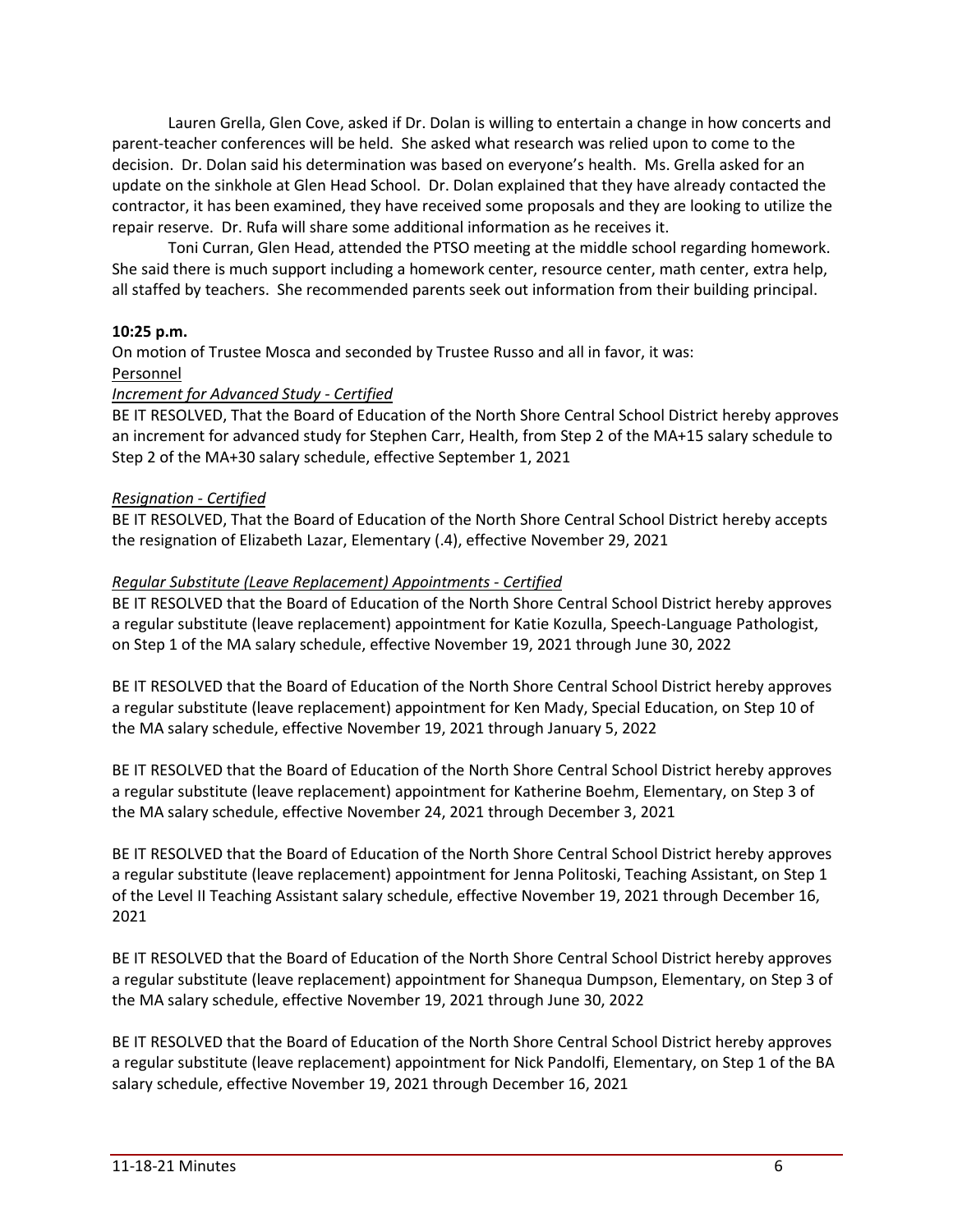Lauren Grella, Glen Cove, asked if Dr. Dolan is willing to entertain a change in how concerts and parent-teacher conferences will be held. She asked what research was relied upon to come to the decision. Dr. Dolan said his determination was based on everyone's health. Ms. Grella asked for an update on the sinkhole at Glen Head School. Dr. Dolan explained that they have already contacted the contractor, it has been examined, they have received some proposals and they are looking to utilize the repair reserve. Dr. Rufa will share some additional information as he receives it.

Toni Curran, Glen Head, attended the PTSO meeting at the middle school regarding homework. She said there is much support including a homework center, resource center, math center, extra help, all staffed by teachers. She recommended parents seek out information from their building principal.

**10:25 p.m.**

On motion of Trustee Mosca and seconded by Trustee Russo and all in favor, it was:

Personnel

*Increment for Advanced Study - Certified*

BE IT RESOLVED, That the Board of Education of the North Shore Central School District hereby approves an increment for advanced study for Stephen Carr, Health, from Step 2 of the MA+15 salary schedule to Step 2 of the MA+30 salary schedule, effective September 1, 2021

*Resignation - Certified*

BE IT RESOLVED, That the Board of Education of the North Shore Central School District hereby accepts the resignation of Elizabeth Lazar, Elementary (.4), effective November 29, 2021

*Regular Substitute (Leave Replacement) Appointments - Certified*

BE IT RESOLVED that the Board of Education of the North Shore Central School District hereby approves a regular substitute (leave replacement) appointment for Katie Kozulla, Speech-Language Pathologist, on Step 1 of the MA salary schedule, effective November 19, 2021 through June 30, 2022

BE IT RESOLVED that the Board of Education of the North Shore Central School District hereby approves a regular substitute (leave replacement) appointment for Ken Mady, Special Education, on Step 10 of the MA salary schedule, effective November 19, 2021 through January 5, 2022

BE IT RESOLVED that the Board of Education of the North Shore Central School District hereby approves a regular substitute (leave replacement) appointment for Katherine Boehm, Elementary, on Step 3 of the MA salary schedule, effective November 24, 2021 through December 3, 2021

BE IT RESOLVED that the Board of Education of the North Shore Central School District hereby approves a regular substitute (leave replacement) appointment for Jenna Politoski, Teaching Assistant, on Step 1 of the Level II Teaching Assistant salary schedule, effective November 19, 2021 through December 16, 2021

BE IT RESOLVED that the Board of Education of the North Shore Central School District hereby approves a regular substitute (leave replacement) appointment for Shanequa Dumpson, Elementary, on Step 3 of the MA salary schedule, effective November 19, 2021 through June 30, 2022

BE IT RESOLVED that the Board of Education of the North Shore Central School District hereby approves a regular substitute (leave replacement) appointment for Nick Pandolfi, Elementary, on Step 1 of the BA salary schedule, effective November 19, 2021 through December 16, 2021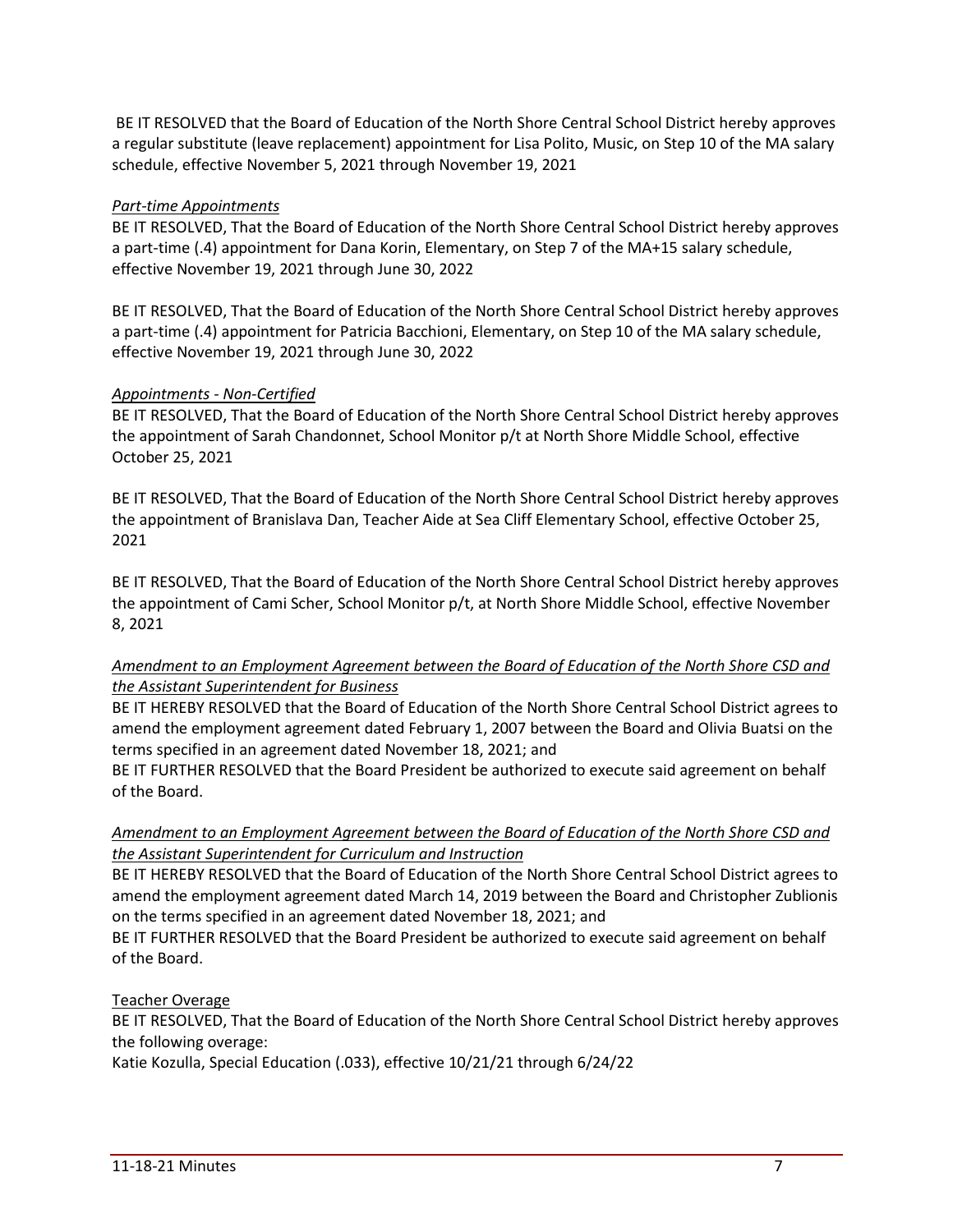BE IT RESOLVED that the Board of Education of the North Shore Central School District hereby approves a regular substitute (leave replacement) appointment for Lisa Polito, Music, on Step 10 of the MA salary schedule, effective November 5, 2021 through November 19, 2021

*Part-time Appointments*

BE IT RESOLVED, That the Board of Education of the North Shore Central School District hereby approves a part-time (.4) appointment for Dana Korin, Elementary, on Step 7 of the MA+15 salary schedule, effective November 19, 2021 through June 30, 2022

BE IT RESOLVED, That the Board of Education of the North Shore Central School District hereby approves a part-time (.4) appointment for Patricia Bacchioni, Elementary, on Step 10 of the MA salary schedule, effective November 19, 2021 through June 30, 2022

*Appointments - Non-Certified*

BE IT RESOLVED, That the Board of Education of the North Shore Central School District hereby approves the appointment of Sarah Chandonnet, School Monitor p/t at North Shore Middle School, effective October 25, 2021

BE IT RESOLVED, That the Board of Education of the North Shore Central School District hereby approves the appointment of Branislava Dan, Teacher Aide at Sea Cliff Elementary School, effective October 25, 2021

BE IT RESOLVED, That the Board of Education of the North Shore Central School District hereby approves the appointment of Cami Scher, School Monitor p/t, at North Shore Middle School, effective November 8, 2021

*Amendment to an Employment Agreement between the Board of Education of the North Shore CSD and the Assistant Superintendent for Business*

BE IT HEREBY RESOLVED that the Board of Education of the North Shore Central School District agrees to amend the employment agreement dated February 1, 2007 between the Board and Olivia Buatsi on the terms specified in an agreement dated November 18, 2021; and

BE IT FURTHER RESOLVED that the Board President be authorized to execute said agreement on behalf of the Board.

*Amendment to an Employment Agreement between the Board of Education of the North Shore CSD and the Assistant Superintendent for Curriculum and Instruction*

BE IT HEREBY RESOLVED that the Board of Education of the North Shore Central School District agrees to amend the employment agreement dated March 14, 2019 between the Board and Christopher Zublionis on the terms specified in an agreement dated November 18, 2021; and

BE IT FURTHER RESOLVED that the Board President be authorized to execute said agreement on behalf of the Board.

Teacher Overage

BE IT RESOLVED, That the Board of Education of the North Shore Central School District hereby approves the following overage:

Katie Kozulla, Special Education (.033), effective 10/21/21 through 6/24/22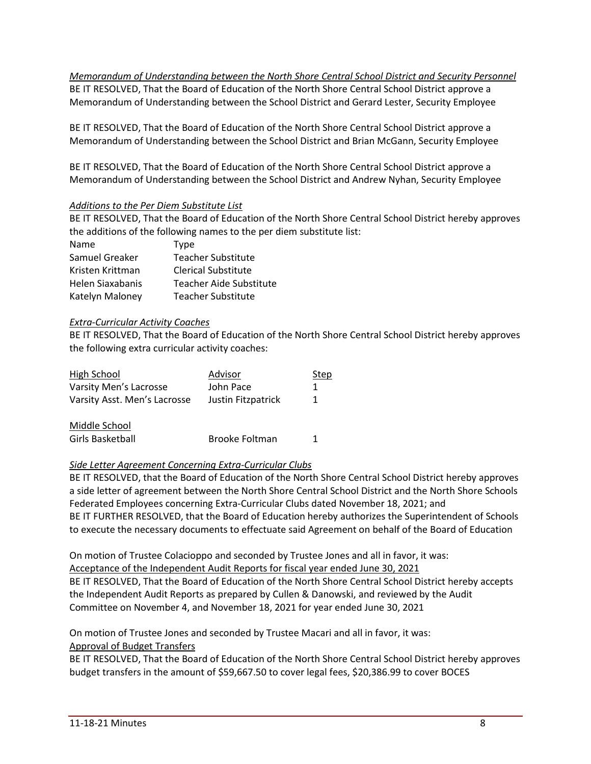*<u>Memorandum of Understanding between the North Shore Central School District and Security Personnel</u>*
BE IT RESOLVED, That the Board of Education of the North Shore Central School District approve a Memorandum of Understanding between the School District and Gerard Lester, Security Employee

BE IT RESOLVED, That the Board of Education of the North Shore Central School District approve a Memorandum of Understanding between the School District and Brian McGann, Security Employee

BE IT RESOLVED, That the Board of Education of the North Shore Central School District approve a Memorandum of Understanding between the School District and Andrew Nyhan, Security Employee

*<u>Additions to the Per Diem Substitute List</u>*
BE IT RESOLVED, That the Board of Education of the North Shore Central School District hereby approves the additions of the following names to the per diem substitute list:

| Name | Type |
|---|---|
| Samuel Greaker | Teacher Substitute |
| Kristen Krittman | Clerical Substitute |
| Helen Siaxabanis | Teacher Aide Substitute |
| Katelyn Maloney | Teacher Substitute |

*<u>Extra-Curricular Activity Coaches</u>*
BE IT RESOLVED, That the Board of Education of the North Shore Central School District hereby approves the following extra curricular activity coaches:

| <u>High School</u> | <u>Advisor</u> | <u>Step</u> |
|---|---|---|
| Varsity Men's Lacrosse | John Pace | 1 |
| Varsity Asst. Men's Lacrosse | Justin Fitzpatrick | 1 |
| <u>Middle School</u> | | |
| Girls Basketball | Brooke Foltman | 1 |

*<u>Side Letter Agreement Concerning Extra-Curricular Clubs</u>*
BE IT RESOLVED, that the Board of Education of the North Shore Central School District hereby approves a side letter of agreement between the North Shore Central School District and the North Shore Schools Federated Employees concerning Extra-Curricular Clubs dated November 18, 2021; and
BE IT FURTHER RESOLVED, that the Board of Education hereby authorizes the Superintendent of Schools to execute the necessary documents to effectuate said Agreement on behalf of the Board of Education

On motion of Trustee Colacioppo and seconded by Trustee Jones and all in favor, it was:
<u>Acceptance of the Independent Audit Reports for fiscal year ended June 30, 2021</u>
BE IT RESOLVED, That the Board of Education of the North Shore Central School District hereby accepts the Independent Audit Reports as prepared by Cullen & Danowski, and reviewed by the Audit Committee on November 4, and November 18, 2021 for year ended June 30, 2021

On motion of Trustee Jones and seconded by Trustee Macari and all in favor, it was:
<u>Approval of Budget Transfers</u>
BE IT RESOLVED, That the Board of Education of the North Shore Central School District hereby approves budget transfers in the amount of $59,667.50 to cover legal fees, $20,386.99 to cover BOCES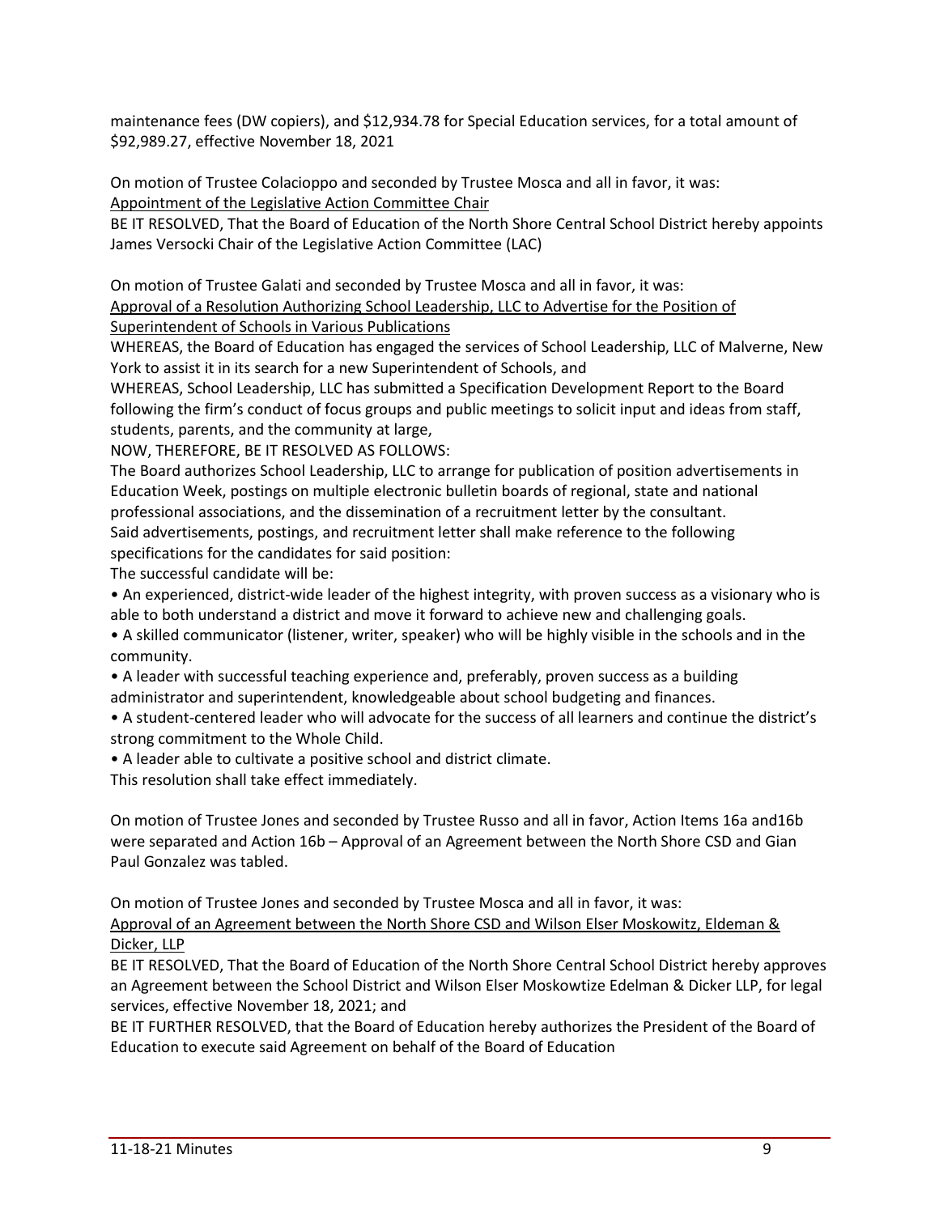maintenance fees (DW copiers), and $12,934.78 for Special Education services, for a total amount of $92,989.27, effective November 18, 2021

On motion of Trustee Colacioppo and seconded by Trustee Mosca and all in favor, it was:
<u>Appointment of the Legislative Action Committee Chair</u>
BE IT RESOLVED, That the Board of Education of the North Shore Central School District hereby appoints James Versocki Chair of the Legislative Action Committee (LAC)

On motion of Trustee Galati and seconded by Trustee Mosca and all in favor, it was:
<u>Approval of a Resolution Authorizing School Leadership, LLC to Advertise for the Position of Superintendent of Schools in Various Publications</u>
WHEREAS, the Board of Education has engaged the services of School Leadership, LLC of Malverne, New York to assist it in its search for a new Superintendent of Schools, and
WHEREAS, School Leadership, LLC has submitted a Specification Development Report to the Board following the firm's conduct of focus groups and public meetings to solicit input and ideas from staff, students, parents, and the community at large,
NOW, THEREFORE, BE IT RESOLVED AS FOLLOWS:
The Board authorizes School Leadership, LLC to arrange for publication of position advertisements in Education Week, postings on multiple electronic bulletin boards of regional, state and national professional associations, and the dissemination of a recruitment letter by the consultant.
Said advertisements, postings, and recruitment letter shall make reference to the following specifications for the candidates for said position:
The successful candidate will be:

- An experienced, district-wide leader of the highest integrity, with proven success as a visionary who is able to both understand a district and move it forward to achieve new and challenging goals.
- A skilled communicator (listener, writer, speaker) who will be highly visible in the schools and in the community.
- A leader with successful teaching experience and, preferably, proven success as a building administrator and superintendent, knowledgeable about school budgeting and finances.
- A student-centered leader who will advocate for the success of all learners and continue the district's strong commitment to the Whole Child.
- A leader able to cultivate a positive school and district climate.

This resolution shall take effect immediately.

On motion of Trustee Jones and seconded by Trustee Russo and all in favor, Action Items 16a and16b were separated and Action 16b – Approval of an Agreement between the North Shore CSD and Gian Paul Gonzalez was tabled.

On motion of Trustee Jones and seconded by Trustee Mosca and all in favor, it was:
<u>Approval of an Agreement between the North Shore CSD and Wilson Elser Moskowitz, Eldeman & Dicker, LLP</u>
BE IT RESOLVED, That the Board of Education of the North Shore Central School District hereby approves an Agreement between the School District and Wilson Elser Moskowtize Edelman & Dicker LLP, for legal services, effective November 18, 2021; and
BE IT FURTHER RESOLVED, that the Board of Education hereby authorizes the President of the Board of Education to execute said Agreement on behalf of the Board of Education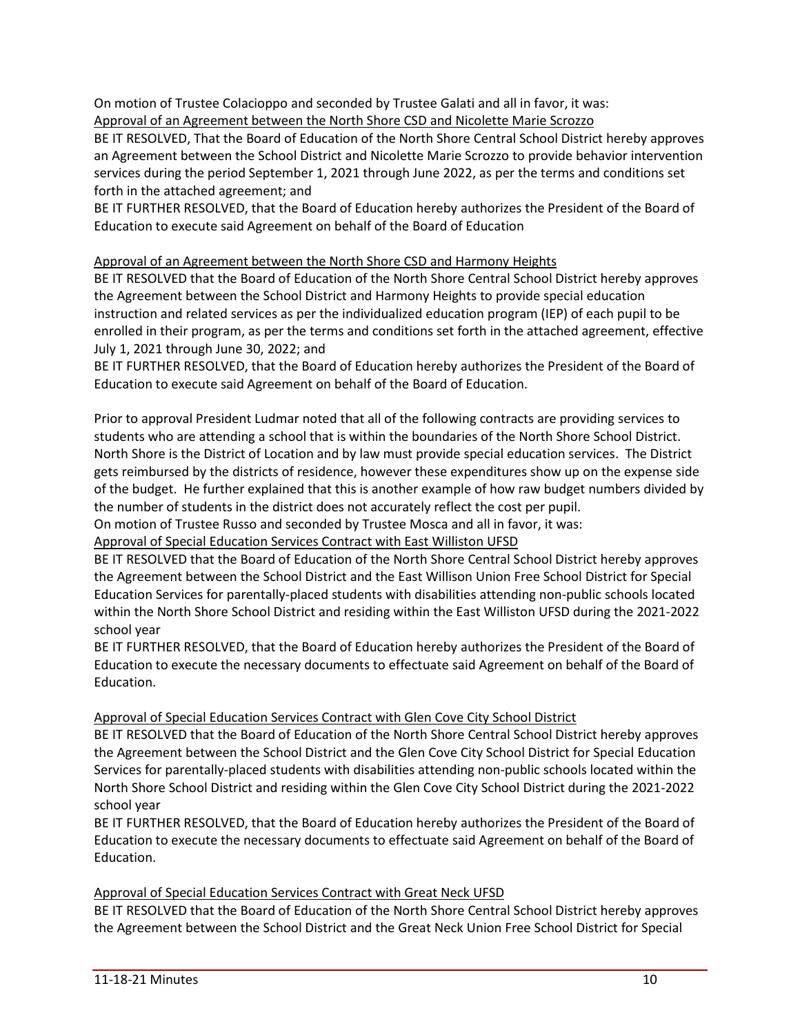On motion of Trustee Colacioppo and seconded by Trustee Galati and all in favor, it was:

<u>Approval of an Agreement between the North Shore CSD and Nicolette Marie Scrozzo</u>

BE IT RESOLVED, That the Board of Education of the North Shore Central School District hereby approves an Agreement between the School District and Nicolette Marie Scrozzo to provide behavior intervention services during the period September 1, 2021 through June 2022, as per the terms and conditions set forth in the attached agreement; and

BE IT FURTHER RESOLVED, that the Board of Education hereby authorizes the President of the Board of Education to execute said Agreement on behalf of the Board of Education

<u>Approval of an Agreement between the North Shore CSD and Harmony Heights</u>

BE IT RESOLVED that the Board of Education of the North Shore Central School District hereby approves the Agreement between the School District and Harmony Heights to provide special education instruction and related services as per the individualized education program (IEP) of each pupil to be enrolled in their program, as per the terms and conditions set forth in the attached agreement, effective July 1, 2021 through June 30, 2022; and

BE IT FURTHER RESOLVED, that the Board of Education hereby authorizes the President of the Board of Education to execute said Agreement on behalf of the Board of Education.

Prior to approval President Ludmar noted that all of the following contracts are providing services to students who are attending a school that is within the boundaries of the North Shore School District. North Shore is the District of Location and by law must provide special education services. The District gets reimbursed by the districts of residence, however these expenditures show up on the expense side of the budget. He further explained that this is another example of how raw budget numbers divided by the number of students in the district does not accurately reflect the cost per pupil.

On motion of Trustee Russo and seconded by Trustee Mosca and all in favor, it was:

<u>Approval of Special Education Services Contract with East Williston UFSD</u>

BE IT RESOLVED that the Board of Education of the North Shore Central School District hereby approves the Agreement between the School District and the East Willison Union Free School District for Special Education Services for parentally-placed students with disabilities attending non-public schools located within the North Shore School District and residing within the East Williston UFSD during the 2021-2022 school year

BE IT FURTHER RESOLVED, that the Board of Education hereby authorizes the President of the Board of Education to execute the necessary documents to effectuate said Agreement on behalf of the Board of Education.

<u>Approval of Special Education Services Contract with Glen Cove City School District</u>

BE IT RESOLVED that the Board of Education of the North Shore Central School District hereby approves the Agreement between the School District and the Glen Cove City School District for Special Education Services for parentally-placed students with disabilities attending non-public schools located within the North Shore School District and residing within the Glen Cove City School District during the 2021-2022 school year

BE IT FURTHER RESOLVED, that the Board of Education hereby authorizes the President of the Board of Education to execute the necessary documents to effectuate said Agreement on behalf of the Board of Education.

<u>Approval of Special Education Services Contract with Great Neck UFSD</u>

BE IT RESOLVED that the Board of Education of the North Shore Central School District hereby approves the Agreement between the School District and the Great Neck Union Free School District for Special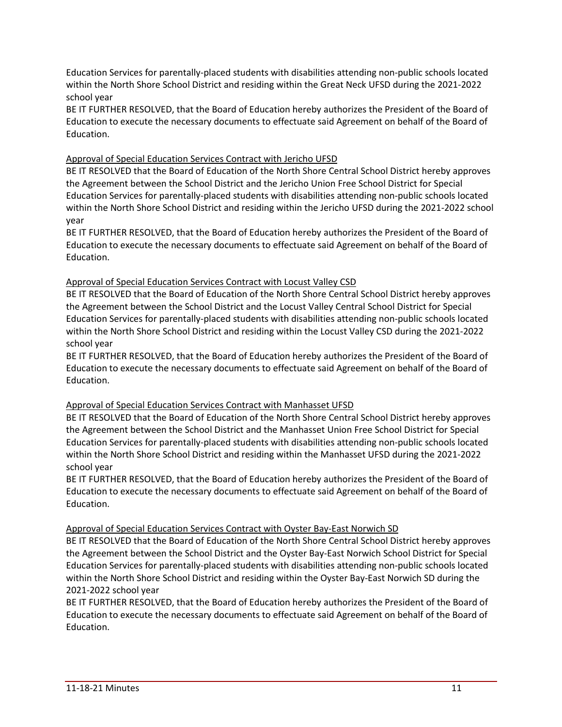Education Services for parentally-placed students with disabilities attending non-public schools located within the North Shore School District and residing within the Great Neck UFSD during the 2021-2022 school year

BE IT FURTHER RESOLVED, that the Board of Education hereby authorizes the President of the Board of Education to execute the necessary documents to effectuate said Agreement on behalf of the Board of Education.

<u>Approval of Special Education Services Contract with Jericho UFSD</u>

BE IT RESOLVED that the Board of Education of the North Shore Central School District hereby approves the Agreement between the School District and the Jericho Union Free School District for Special Education Services for parentally-placed students with disabilities attending non-public schools located within the North Shore School District and residing within the Jericho UFSD during the 2021-2022 school year

BE IT FURTHER RESOLVED, that the Board of Education hereby authorizes the President of the Board of Education to execute the necessary documents to effectuate said Agreement on behalf of the Board of Education.

<u>Approval of Special Education Services Contract with Locust Valley CSD</u>

BE IT RESOLVED that the Board of Education of the North Shore Central School District hereby approves the Agreement between the School District and the Locust Valley Central School District for Special Education Services for parentally-placed students with disabilities attending non-public schools located within the North Shore School District and residing within the Locust Valley CSD during the 2021-2022 school year

BE IT FURTHER RESOLVED, that the Board of Education hereby authorizes the President of the Board of Education to execute the necessary documents to effectuate said Agreement on behalf of the Board of Education.

<u>Approval of Special Education Services Contract with Manhasset UFSD</u>

BE IT RESOLVED that the Board of Education of the North Shore Central School District hereby approves the Agreement between the School District and the Manhasset Union Free School District for Special Education Services for parentally-placed students with disabilities attending non-public schools located within the North Shore School District and residing within the Manhasset UFSD during the 2021-2022 school year

BE IT FURTHER RESOLVED, that the Board of Education hereby authorizes the President of the Board of Education to execute the necessary documents to effectuate said Agreement on behalf of the Board of Education.

<u>Approval of Special Education Services Contract with Oyster Bay-East Norwich SD</u>

BE IT RESOLVED that the Board of Education of the North Shore Central School District hereby approves the Agreement between the School District and the Oyster Bay-East Norwich School District for Special Education Services for parentally-placed students with disabilities attending non-public schools located within the North Shore School District and residing within the Oyster Bay-East Norwich SD during the 2021-2022 school year

BE IT FURTHER RESOLVED, that the Board of Education hereby authorizes the President of the Board of Education to execute the necessary documents to effectuate said Agreement on behalf of the Board of Education.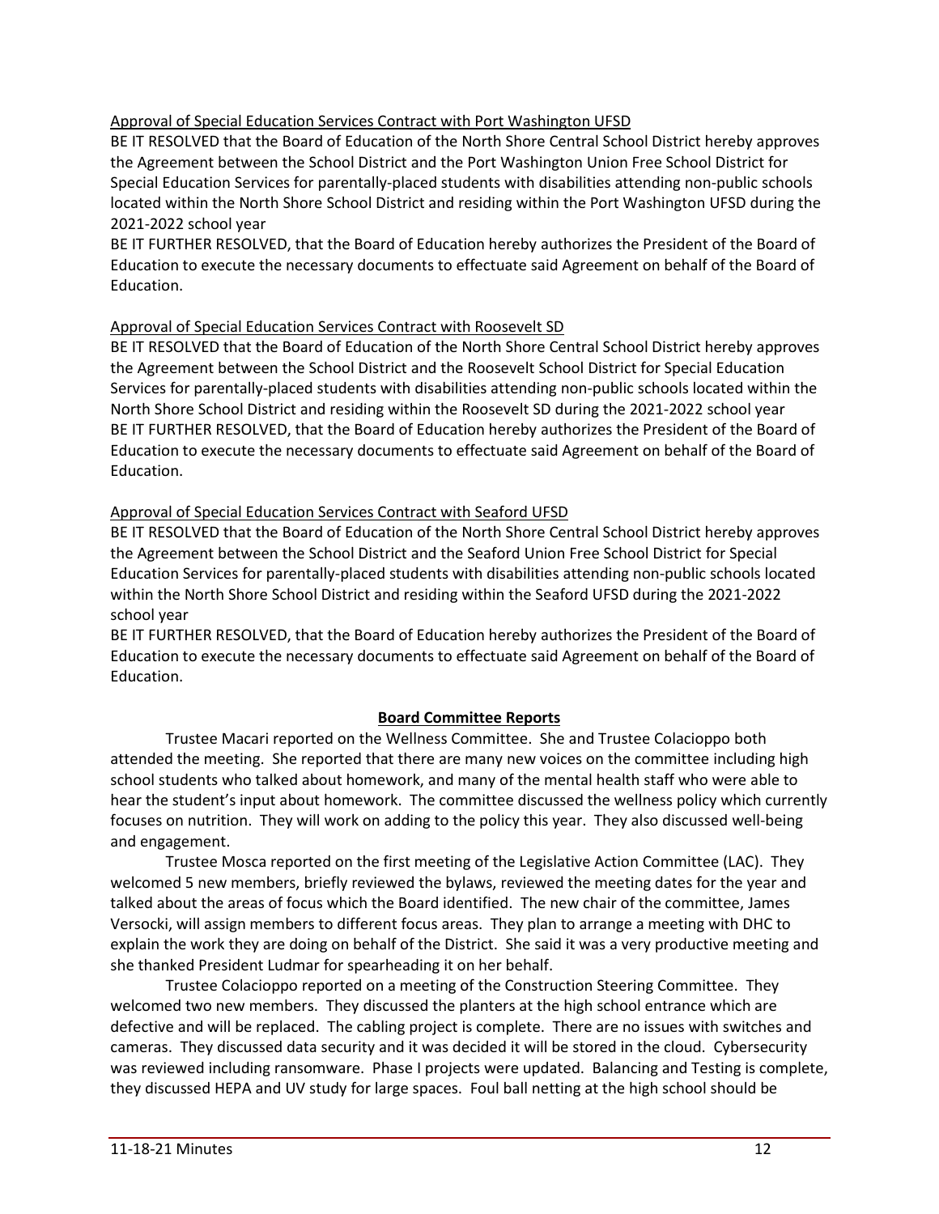Approval of Special Education Services Contract with Port Washington UFSD

BE IT RESOLVED that the Board of Education of the North Shore Central School District hereby approves the Agreement between the School District and the Port Washington Union Free School District for Special Education Services for parentally-placed students with disabilities attending non-public schools located within the North Shore School District and residing within the Port Washington UFSD during the 2021-2022 school year

BE IT FURTHER RESOLVED, that the Board of Education hereby authorizes the President of the Board of Education to execute the necessary documents to effectuate said Agreement on behalf of the Board of Education.

Approval of Special Education Services Contract with Roosevelt SD

BE IT RESOLVED that the Board of Education of the North Shore Central School District hereby approves the Agreement between the School District and the Roosevelt School District for Special Education Services for parentally-placed students with disabilities attending non-public schools located within the North Shore School District and residing within the Roosevelt SD during the 2021-2022 school year

BE IT FURTHER RESOLVED, that the Board of Education hereby authorizes the President of the Board of Education to execute the necessary documents to effectuate said Agreement on behalf of the Board of Education.

Approval of Special Education Services Contract with Seaford UFSD

BE IT RESOLVED that the Board of Education of the North Shore Central School District hereby approves the Agreement between the School District and the Seaford Union Free School District for Special Education Services for parentally-placed students with disabilities attending non-public schools located within the North Shore School District and residing within the Seaford UFSD during the 2021-2022 school year

BE IT FURTHER RESOLVED, that the Board of Education hereby authorizes the President of the Board of Education to execute the necessary documents to effectuate said Agreement on behalf of the Board of Education.

## Board Committee Reports

Trustee Macari reported on the Wellness Committee. She and Trustee Colacioppo both attended the meeting. She reported that there are many new voices on the committee including high school students who talked about homework, and many of the mental health staff who were able to hear the student's input about homework. The committee discussed the wellness policy which currently focuses on nutrition. They will work on adding to the policy this year. They also discussed well-being and engagement.

Trustee Mosca reported on the first meeting of the Legislative Action Committee (LAC). They welcomed 5 new members, briefly reviewed the bylaws, reviewed the meeting dates for the year and talked about the areas of focus which the Board identified. The new chair of the committee, James Versocki, will assign members to different focus areas. They plan to arrange a meeting with DHC to explain the work they are doing on behalf of the District. She said it was a very productive meeting and she thanked President Ludmar for spearheading it on her behalf.

Trustee Colacioppo reported on a meeting of the Construction Steering Committee. They welcomed two new members. They discussed the planters at the high school entrance which are defective and will be replaced. The cabling project is complete. There are no issues with switches and cameras. They discussed data security and it was decided it will be stored in the cloud. Cybersecurity was reviewed including ransomware. Phase I projects were updated. Balancing and Testing is complete, they discussed HEPA and UV study for large spaces. Foul ball netting at the high school should be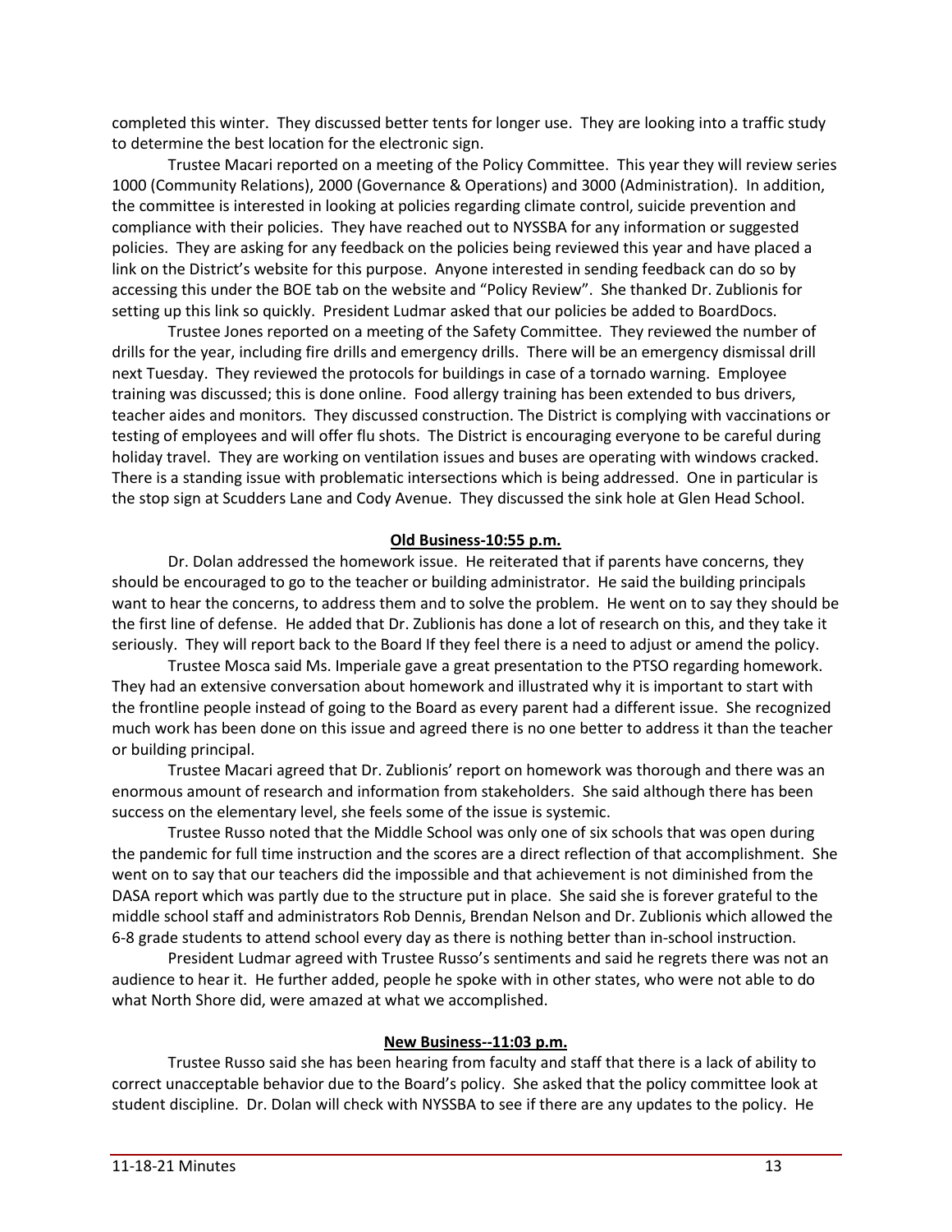completed this winter. They discussed better tents for longer use. They are looking into a traffic study to determine the best location for the electronic sign.

Trustee Macari reported on a meeting of the Policy Committee. This year they will review series 1000 (Community Relations), 2000 (Governance & Operations) and 3000 (Administration). In addition, the committee is interested in looking at policies regarding climate control, suicide prevention and compliance with their policies. They have reached out to NYSSBA for any information or suggested policies. They are asking for any feedback on the policies being reviewed this year and have placed a link on the District's website for this purpose. Anyone interested in sending feedback can do so by accessing this under the BOE tab on the website and "Policy Review". She thanked Dr. Zublionis for setting up this link so quickly. President Ludmar asked that our policies be added to BoardDocs.

Trustee Jones reported on a meeting of the Safety Committee. They reviewed the number of drills for the year, including fire drills and emergency drills. There will be an emergency dismissal drill next Tuesday. They reviewed the protocols for buildings in case of a tornado warning. Employee training was discussed; this is done online. Food allergy training has been extended to bus drivers, teacher aides and monitors. They discussed construction. The District is complying with vaccinations or testing of employees and will offer flu shots. The District is encouraging everyone to be careful during holiday travel. They are working on ventilation issues and buses are operating with windows cracked. There is a standing issue with problematic intersections which is being addressed. One in particular is the stop sign at Scudders Lane and Cody Avenue. They discussed the sink hole at Glen Head School.

**Old Business-10:55 p.m.**

Dr. Dolan addressed the homework issue. He reiterated that if parents have concerns, they should be encouraged to go to the teacher or building administrator. He said the building principals want to hear the concerns, to address them and to solve the problem. He went on to say they should be the first line of defense. He added that Dr. Zublionis has done a lot of research on this, and they take it seriously. They will report back to the Board If they feel there is a need to adjust or amend the policy.

Trustee Mosca said Ms. Imperiale gave a great presentation to the PTSO regarding homework. They had an extensive conversation about homework and illustrated why it is important to start with the frontline people instead of going to the Board as every parent had a different issue. She recognized much work has been done on this issue and agreed there is no one better to address it than the teacher or building principal.

Trustee Macari agreed that Dr. Zublionis' report on homework was thorough and there was an enormous amount of research and information from stakeholders. She said although there has been success on the elementary level, she feels some of the issue is systemic.

Trustee Russo noted that the Middle School was only one of six schools that was open during the pandemic for full time instruction and the scores are a direct reflection of that accomplishment. She went on to say that our teachers did the impossible and that achievement is not diminished from the DASA report which was partly due to the structure put in place. She said she is forever grateful to the middle school staff and administrators Rob Dennis, Brendan Nelson and Dr. Zublionis which allowed the 6-8 grade students to attend school every day as there is nothing better than in-school instruction.

President Ludmar agreed with Trustee Russo's sentiments and said he regrets there was not an audience to hear it. He further added, people he spoke with in other states, who were not able to do what North Shore did, were amazed at what we accomplished.

**New Business--11:03 p.m.**

Trustee Russo said she has been hearing from faculty and staff that there is a lack of ability to correct unacceptable behavior due to the Board's policy. She asked that the policy committee look at student discipline. Dr. Dolan will check with NYSSBA to see if there are any updates to the policy. He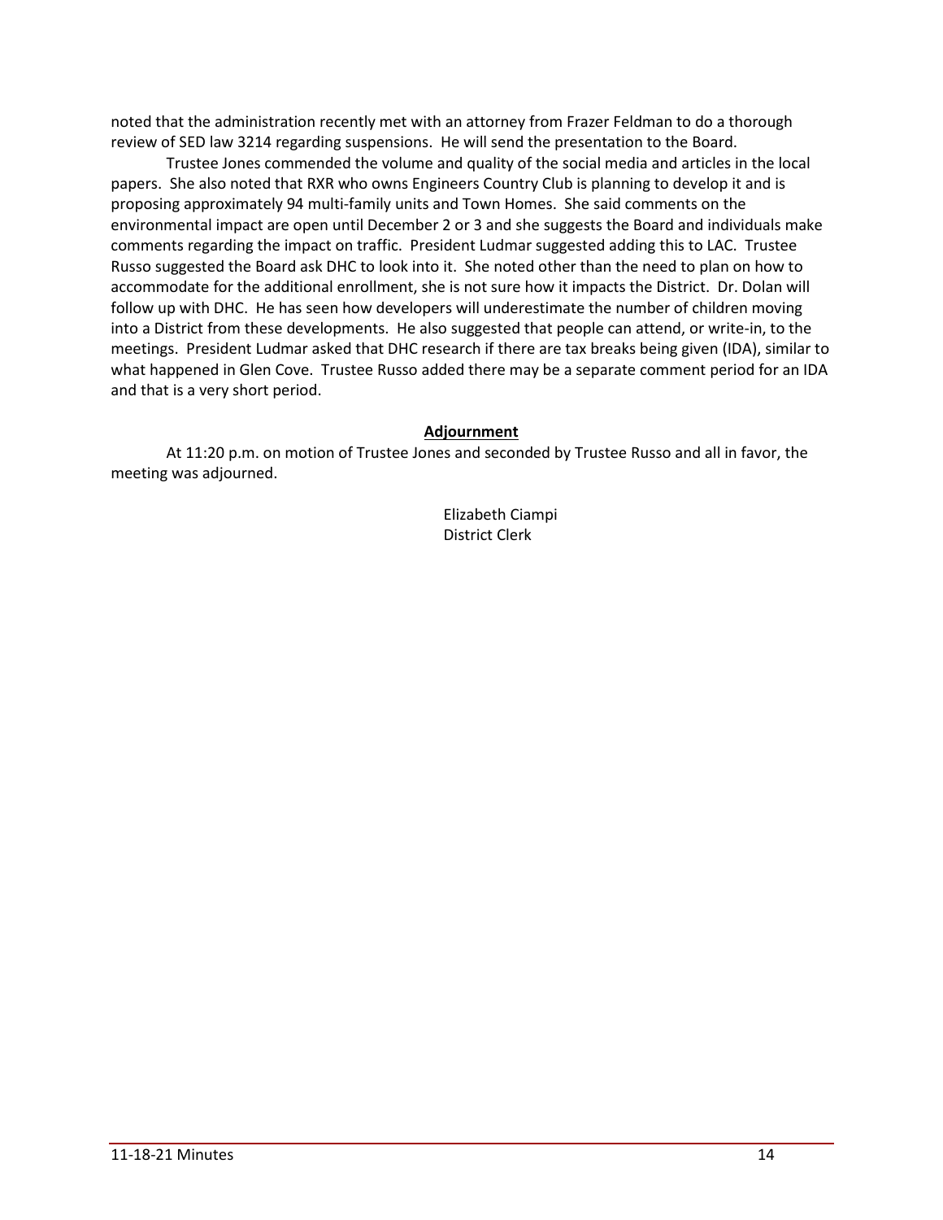noted that the administration recently met with an attorney from Frazer Feldman to do a thorough review of SED law 3214 regarding suspensions. He will send the presentation to the Board.

Trustee Jones commended the volume and quality of the social media and articles in the local papers. She also noted that RXR who owns Engineers Country Club is planning to develop it and is proposing approximately 94 multi-family units and Town Homes. She said comments on the environmental impact are open until December 2 or 3 and she suggests the Board and individuals make comments regarding the impact on traffic. President Ludmar suggested adding this to LAC. Trustee Russo suggested the Board ask DHC to look into it. She noted other than the need to plan on how to accommodate for the additional enrollment, she is not sure how it impacts the District. Dr. Dolan will follow up with DHC. He has seen how developers will underestimate the number of children moving into a District from these developments. He also suggested that people can attend, or write-in, to the meetings. President Ludmar asked that DHC research if there are tax breaks being given (IDA), similar to what happened in Glen Cove. Trustee Russo added there may be a separate comment period for an IDA and that is a very short period.

**Adjournment**

At 11:20 p.m. on motion of Trustee Jones and seconded by Trustee Russo and all in favor, the meeting was adjourned.

Elizabeth Ciampi
District Clerk